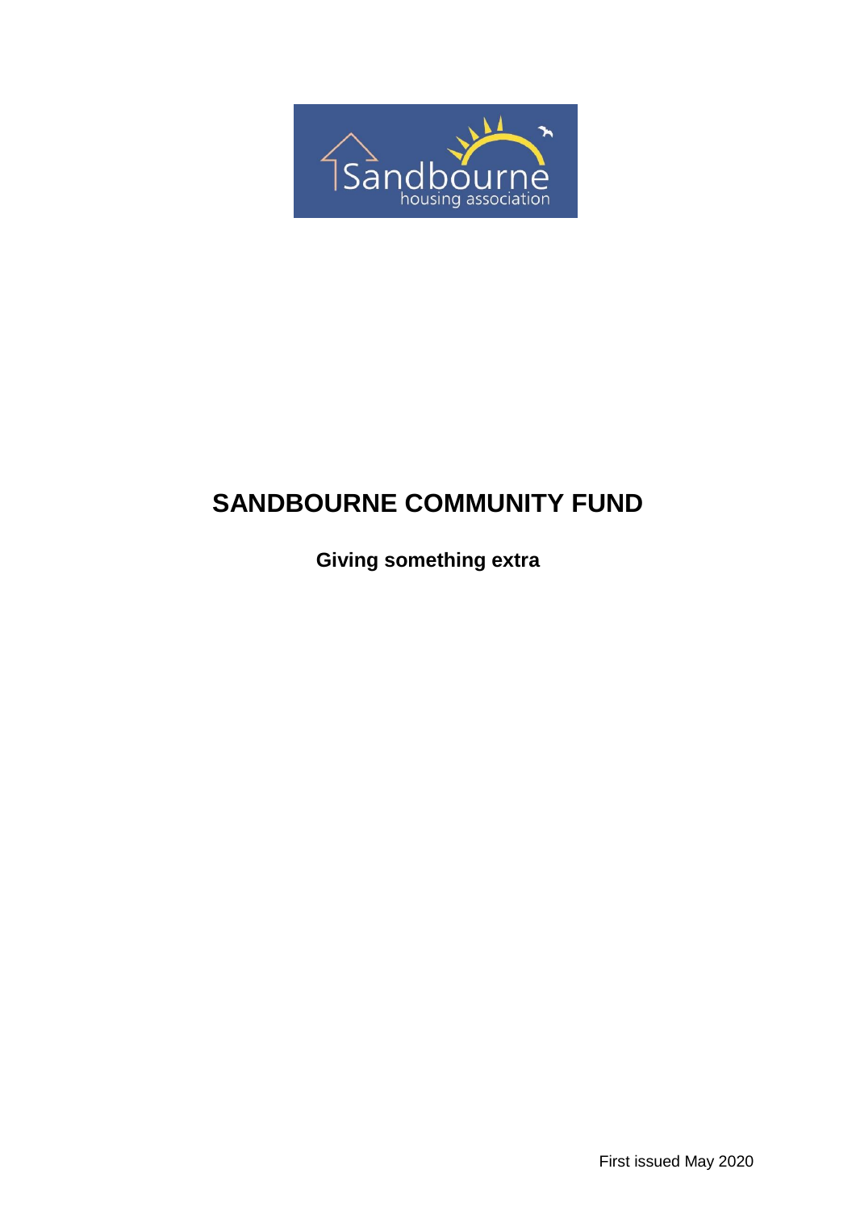# SANDBOURNE COMMUNITY FUND

**Giving something extra**

First issued May 2020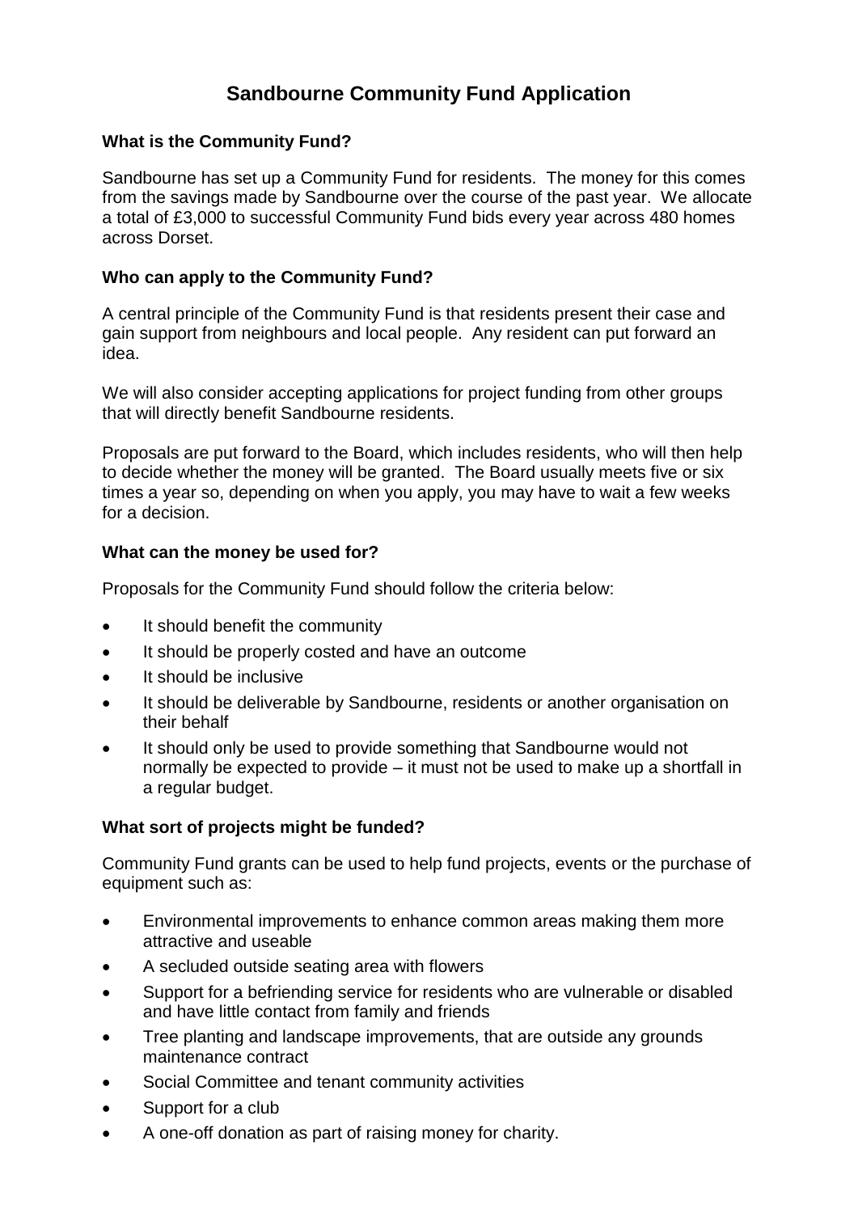# Sandbourne Community Fund Application

## What is the Community Fund?

Sandbourne has set up a Community Fund for residents. The money for this comes from the savings made by Sandbourne over the course of the past year. We allocate a total of £3,000 to successful Community Fund bids every year across 480 homes across Dorset.

## Who can apply to the Community Fund?

A central principle of the Community Fund is that residents present their case and gain support from neighbours and local people. Any resident can put forward an idea.

We will also consider accepting applications for project funding from other groups that will directly benefit Sandbourne residents.

Proposals are put forward to the Board, which includes residents, who will then help to decide whether the money will be granted. The Board usually meets five or six times a year so, depending on when you apply, you may have to wait a few weeks for a decision.

## What can the money be used for?

Proposals for the Community Fund should follow the criteria below:

- It should benefit the community
- It should be properly costed and have an outcome
- It should be inclusive
- It should be deliverable by Sandbourne, residents or another organisation on their behalf
- It should only be used to provide something that Sandbourne would not normally be expected to provide – it must not be used to make up a shortfall in a regular budget.

## What sort of projects might be funded?

Community Fund grants can be used to help fund projects, events or the purchase of equipment such as:

- Environmental improvements to enhance common areas making them more attractive and useable
- A secluded outside seating area with flowers
- Support for a befriending service for residents who are vulnerable or disabled and have little contact from family and friends
- Tree planting and landscape improvements, that are outside any grounds maintenance contract
- Social Committee and tenant community activities
- Support for a club
- A one-off donation as part of raising money for charity.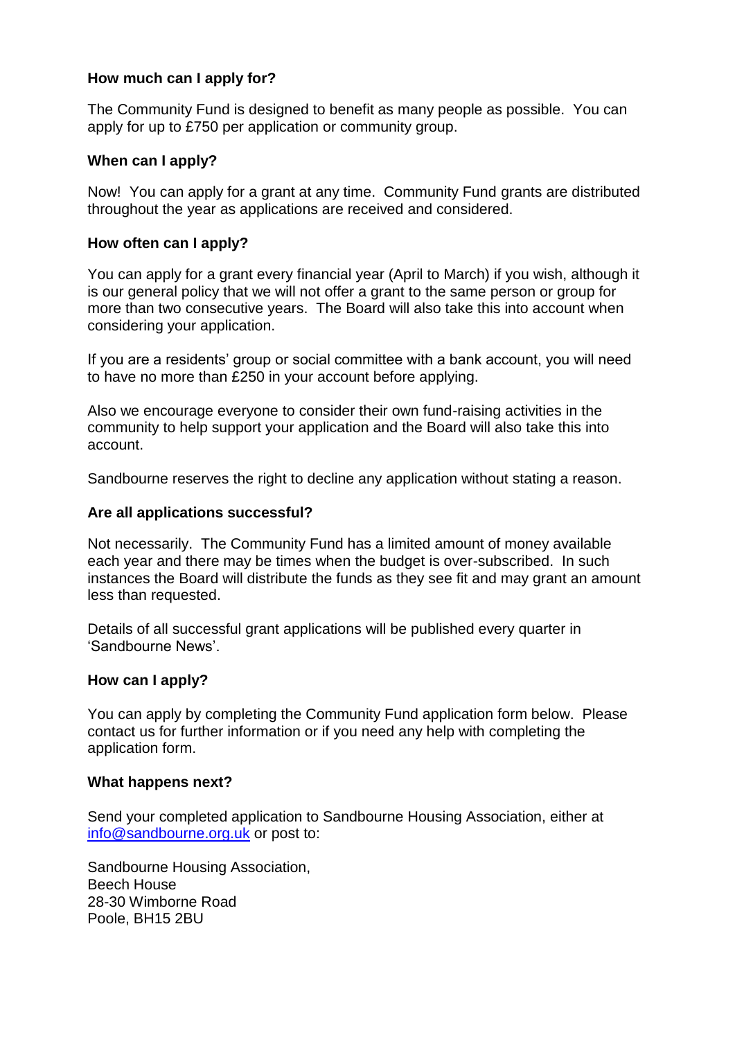**How much can I apply for?**

The Community Fund is designed to benefit as many people as possible. You can apply for up to £750 per application or community group.

**When can I apply?**

Now! You can apply for a grant at any time. Community Fund grants are distributed throughout the year as applications are received and considered.

**How often can I apply?**

You can apply for a grant every financial year (April to March) if you wish, although it is our general policy that we will not offer a grant to the same person or group for more than two consecutive years. The Board will also take this into account when considering your application.

If you are a residents' group or social committee with a bank account, you will need to have no more than £250 in your account before applying.

Also we encourage everyone to consider their own fund-raising activities in the community to help support your application and the Board will also take this into account.

Sandbourne reserves the right to decline any application without stating a reason.

**Are all applications successful?**

Not necessarily. The Community Fund has a limited amount of money available each year and there may be times when the budget is over-subscribed. In such instances the Board will distribute the funds as they see fit and may grant an amount less than requested.

Details of all successful grant applications will be published every quarter in 'Sandbourne News'.

**How can I apply?**

You can apply by completing the Community Fund application form below. Please contact us for further information or if you need any help with completing the application form.

**What happens next?**

Send your completed application to Sandbourne Housing Association, either at [info@sandbourne.org.uk](mailto:info@sandbourne.org.uk) or post to:

Sandbourne Housing Association,
Beech House
28-30 Wimborne Road
Poole, BH15 2BU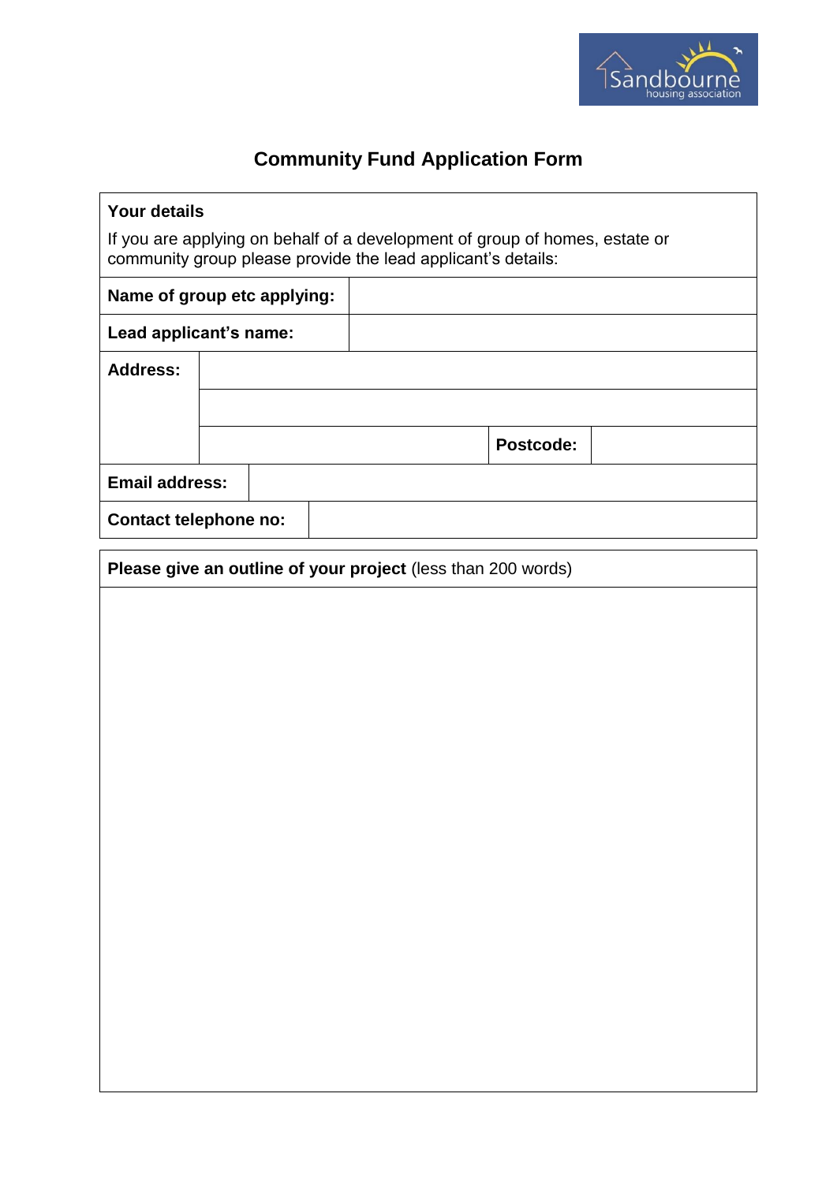# Community Fund Application Form

| **Your details** | | | |
|---|---|---|---|
| If you are applying on behalf of a development of group of homes, estate or community group please provide the lead applicant's details: | | | |
| **Name of group etc applying:** | | | |
| **Lead applicant's name:** | | | |
| **Address:** | | | |
| | | | |
| | | **Postcode:** | |
| **Email address:** | | | |
| **Contact telephone no:** | | | |

| **Please give an outline of your project** (less than 200 words) |
|---|
| |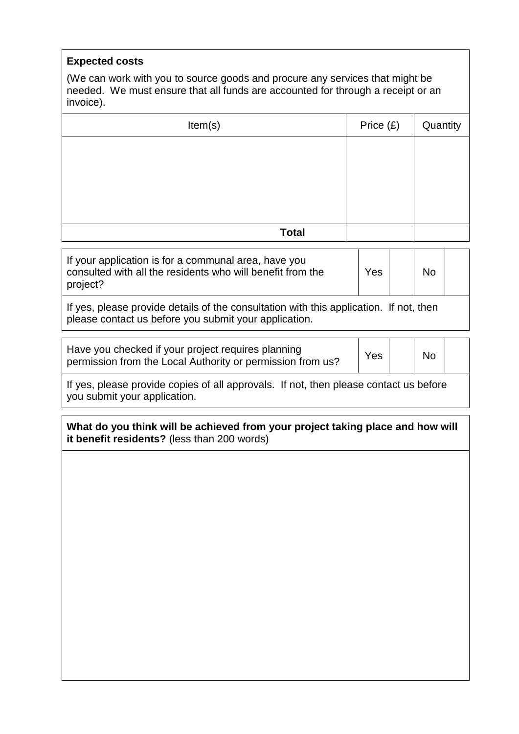**Expected costs**

(We can work with you to source goods and procure any services that might be needed. We must ensure that all funds are accounted for through a receipt or an invoice).

| Item(s) | Price (£) | Quantity |
|---|---|---|
| | | |
| **Total** | | |

| If your application is for a communal area, have you consulted with all the residents who will benefit from the project? | Yes | | No | |
|---|---|---|---|---|

If yes, please provide details of the consultation with this application. If not, then please contact us before you submit your application.

| Have you checked if your project requires planning permission from the Local Authority or permission from us? | Yes | | No | |
|---|---|---|---|---|

If yes, please provide copies of all approvals. If not, then please contact us before you submit your application.

**What do you think will be achieved from your project taking place and how will it benefit residents?** (less than 200 words)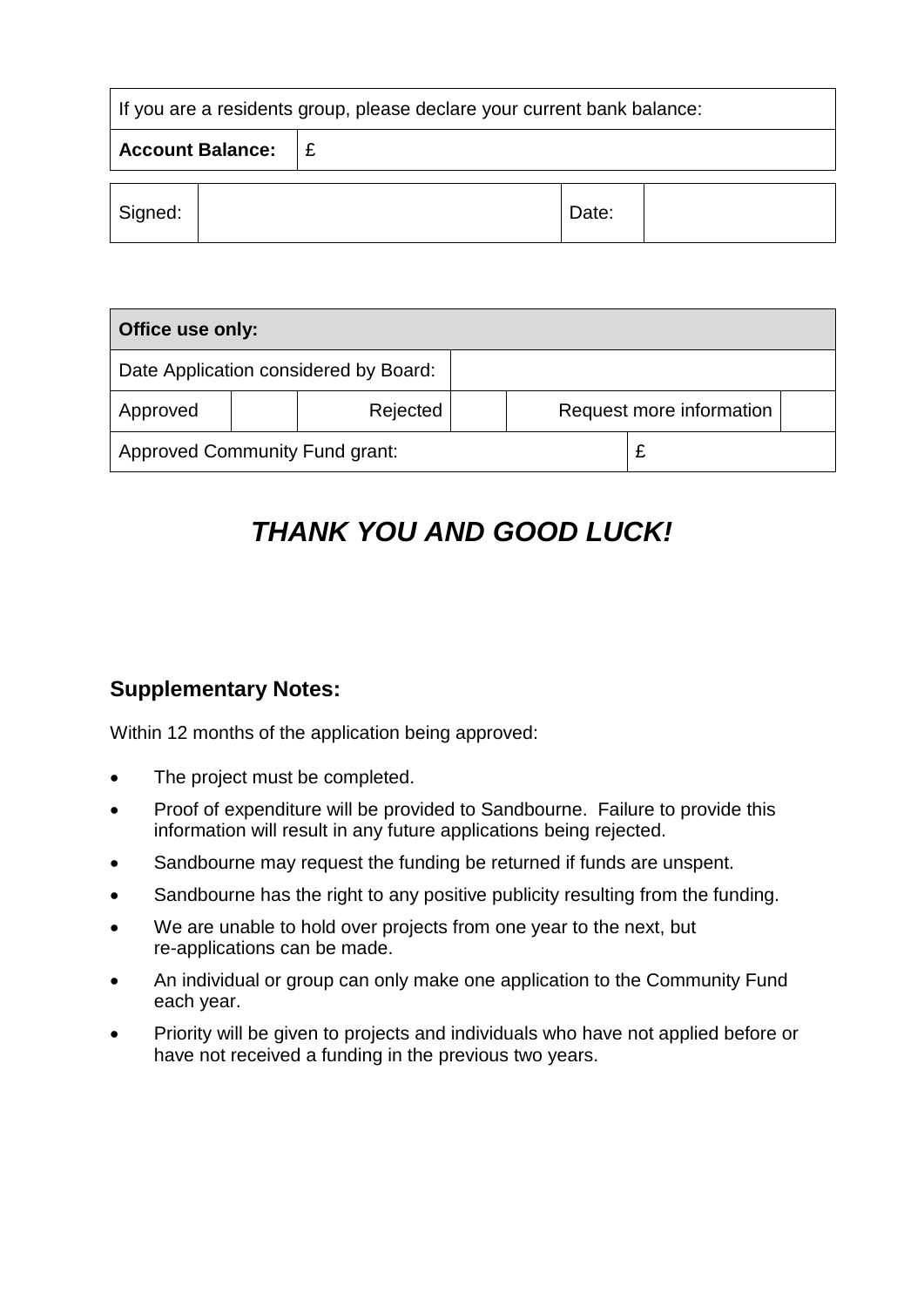| | |
|---|---|
| If you are a residents group, please declare your current bank balance: | |
| **Account Balance:** | £ |

| | | | |
|---|---|---|---|
| Signed: | | Date: | |

| | | | | | |
|---|---|---|---|---|---|
| **Office use only:** | | | | | |
| Date Application considered by Board: | | | | | |
| Approved | | Rejected | | Request more information | |
| Approved Community Fund grant: | | | | £ | |

# ***THANK YOU AND GOOD LUCK!***

### Supplementary Notes:

Within 12 months of the application being approved:

- The project must be completed.
- Proof of expenditure will be provided to Sandbourne. Failure to provide this information will result in any future applications being rejected.
- Sandbourne may request the funding be returned if funds are unspent.
- Sandbourne has the right to any positive publicity resulting from the funding.
- We are unable to hold over projects from one year to the next, but re-applications can be made.
- An individual or group can only make one application to the Community Fund each year.
- Priority will be given to projects and individuals who have not applied before or have not received a funding in the previous two years.